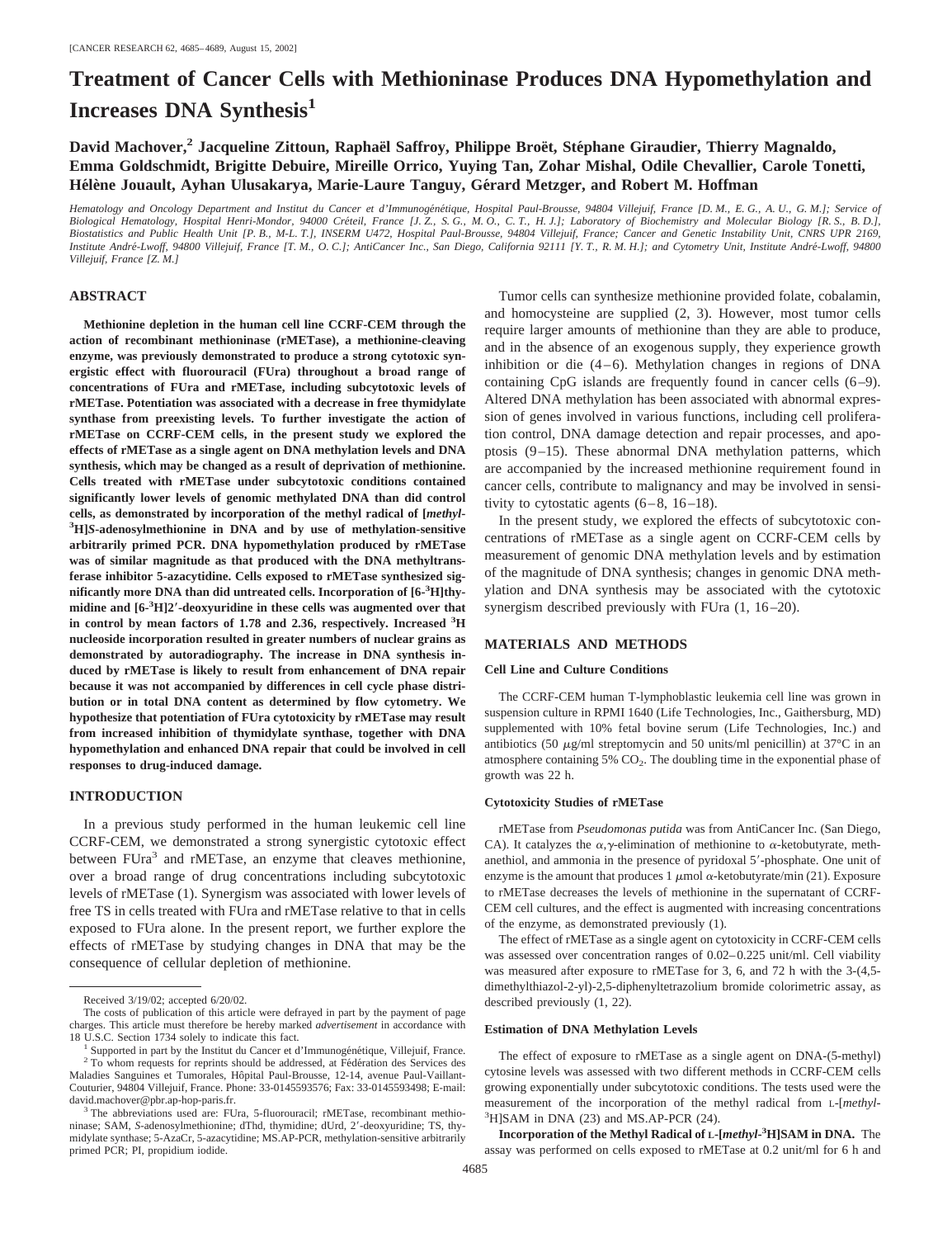# Treatment of Cancer Cells with Methioninase Produces DNA Hypomethylation and Increases DNA Synthesis[1]

**David Machover,[2] Jacqueline Zittoun, Raphaël Saffroy, Philippe Broët, Stéphane Giraudier, Thierry Magnaldo, Emma Goldschmidt, Brigitte Debuire, Mireille Orrico, Yuying Tan, Zohar Mishal, Odile Chevallier, Carole Tonetti, Hélène Jouault, Ayhan Ulusakarya, Marie-Laure Tanguy, Gérard Metzger, and Robert M. Hoffman**

*Hematology and Oncology Department and Institut du Cancer et d'Immunogénétique, Hospital Paul-Brousse, 94804 Villejuif, France [D. M., E. G., A. U., G. M.]; Service of Biological Hematology, Hospital Henri-Mondor, 94000 Créteil, France [J. Z., S. G., M. O., C. T., H. J.]; Laboratory of Biochemistry and Molecular Biology [R. S., B. D.], Biostatistics and Public Health Unit [P. B., M-L. T.], INSERM U472, Hospital Paul-Brousse, 94804 Villejuif, France; Cancer and Genetic Instability Unit, CNRS UPR 2169, Institute André-Lwoff, 94800 Villejuif, France [T. M., O. C.]; AntiCancer Inc., San Diego, California 92111 [Y. T., R. M. H.]; and Cytometry Unit, Institute André-Lwoff, 94800 Villejuif, France [Z. M.]*

## ABSTRACT

**Methionine depletion in the human cell line CCRF-CEM through the action of recombinant methioninase (rMETase), a methionine-cleaving enzyme, was previously demonstrated to produce a strong cytotoxic synergistic effect with fluorouracil (FUra) throughout a broad range of concentrations of FUra and rMETase, including subcytotoxic levels of rMETase. Potentiation was associated with a decrease in free thymidylate synthase from preexisting levels. To further investigate the action of rMETase on CCRF-CEM cells, in the present study we explored the effects of rMETase as a single agent on DNA methylation levels and DNA synthesis, which may be changed as a result of deprivation of methionine. Cells treated with rMETase under subcytotoxic conditions contained significantly lower levels of genomic methylated DNA than did control cells, as demonstrated by incorporation of the methyl radical of [*methyl*-$^3$H]*S*-adenosylmethionine in DNA and by use of methylation-sensitive arbitrarily primed PCR. DNA hypomethylation produced by rMETase was of similar magnitude as that produced with the DNA methyltransferase inhibitor 5-azacytidine. Cells exposed to rMETase synthesized significantly more DNA than did untreated cells. Incorporation of [6-$^3$H]thymidine and [6-$^3$H]2′-deoxyuridine in these cells was augmented over that in control by mean factors of 1.78 and 2.36, respectively. Increased $^3$H nucleoside incorporation resulted in greater numbers of nuclear grains as demonstrated by autoradiography. The increase in DNA synthesis induced by rMETase is likely to result from enhancement of DNA repair because it was not accompanied by differences in cell cycle phase distribution or in total DNA content as determined by flow cytometry. We hypothesize that potentiation of FUra cytotoxicity by rMETase may result from increased inhibition of thymidylate synthase, together with DNA hypomethylation and enhanced DNA repair that could be involved in cell responses to drug-induced damage.**

## INTRODUCTION

In a previous study performed in the human leukemic cell line CCRF-CEM, we demonstrated a strong synergistic cytotoxic effect between FUra[3] and rMETase, an enzyme that cleaves methionine, over a broad range of drug concentrations including subcytotoxic levels of rMETase (1). Synergism was associated with lower levels of free TS in cells treated with FUra and rMETase relative to that in cells exposed to FUra alone. In the present report, we further explore the effects of rMETase by studying changes in DNA that may be the consequence of cellular depletion of methionine.

Tumor cells can synthesize methionine provided folate, cobalamin, and homocysteine are supplied (2, 3). However, most tumor cells require larger amounts of methionine than they are able to produce, and in the absence of an exogenous supply, they experience growth inhibition or die (4–6). Methylation changes in regions of DNA containing CpG islands are frequently found in cancer cells (6–9). Altered DNA methylation has been associated with abnormal expression of genes involved in various functions, including cell proliferation control, DNA damage detection and repair processes, and apoptosis (9–15). These abnormal DNA methylation patterns, which are accompanied by the increased methionine requirement found in cancer cells, contribute to malignancy and may be involved in sensitivity to cytostatic agents (6–8, 16–18).

In the present study, we explored the effects of subcytotoxic concentrations of rMETase as a single agent on CCRF-CEM cells by measurement of genomic DNA methylation levels and by estimation of the magnitude of DNA synthesis; changes in genomic DNA methylation and DNA synthesis may be associated with the cytotoxic synergism described previously with FUra (1, 16–20).

## MATERIALS AND METHODS

### Cell Line and Culture Conditions

The CCRF-CEM human T-lymphoblastic leukemia cell line was grown in suspension culture in RPMI 1640 (Life Technologies, Inc., Gaithersburg, MD) supplemented with 10% fetal bovine serum (Life Technologies, Inc.) and antibiotics (50 μg/ml streptomycin and 50 units/ml penicillin) at 37°C in an atmosphere containing 5% $CO_2$. The doubling time in the exponential phase of growth was 22 h.

### Cytotoxicity Studies of rMETase

rMETase from *Pseudomonas putida* was from AntiCancer Inc. (San Diego, CA). It catalyzes the α,γ-elimination of methionine to α-ketobutyrate, methanethiol, and ammonia in the presence of pyridoxal 5′-phosphate. One unit of enzyme is the amount that produces 1 μmol α-ketobutyrate/min (21). Exposure to rMETase decreases the levels of methionine in the supernatant of CCRF-CEM cell cultures, and the effect is augmented with increasing concentrations of the enzyme, as demonstrated previously (1).

The effect of rMETase as a single agent on cytotoxicity in CCRF-CEM cells was assessed over concentration ranges of 0.02–0.225 unit/ml. Cell viability was measured after exposure to rMETase for 3, 6, and 72 h with the 3-(4,5-dimethylthiazol-2-yl)-2,5-diphenyltetrazolium bromide colorimetric assay, as described previously (1, 22).

### Estimation of DNA Methylation Levels

The effect of exposure to rMETase as a single agent on DNA-(5-methyl) cytosine levels was assessed with two different methods in CCRF-CEM cells growing exponentially under subcytotoxic conditions. The tests used were the measurement of the incorporation of the methyl radical from L-[*methyl*-$^3$H]SAM in DNA (23) and MS.AP-PCR (24).

**Incorporation of the Methyl Radical of L-[*methyl*-$^3$H]SAM in DNA.** The assay was performed on cells exposed to rMETase at 0.2 unit/ml for 6 h and

---

Received 3/19/02; accepted 6/20/02.

The costs of publication of this article were defrayed in part by the payment of page charges. This article must therefore be hereby marked *advertisement* in accordance with 18 U.S.C. Section 1734 solely to indicate this fact.

[1] Supported in part by the Institut du Cancer et d'Immunogénétique, Villejuif, France.

[2] To whom requests for reprints should be addressed, at Fédération des Services des Maladies Sanguines et Tumorales, Hôpital Paul-Brousse, 12-14, avenue Paul-Vaillant-Couturier, 94804 Villejuif, France. Phone: 33-0145593576; Fax: 33-0145593498; E-mail: david.machover@pbr.ap-hop-paris.fr.

[3] The abbreviations used are: FUra, 5-fluorouracil; rMETase, recombinant methioninase; SAM, *S*-adenosylmethionine; dThd, thymidine; dUrd, 2′-deoxyuridine; TS, thymidylate synthase; 5-AzaCr, 5-azacytidine; MS.AP-PCR, methylation-sensitive arbitrarily primed PCR; PI, propidium iodide.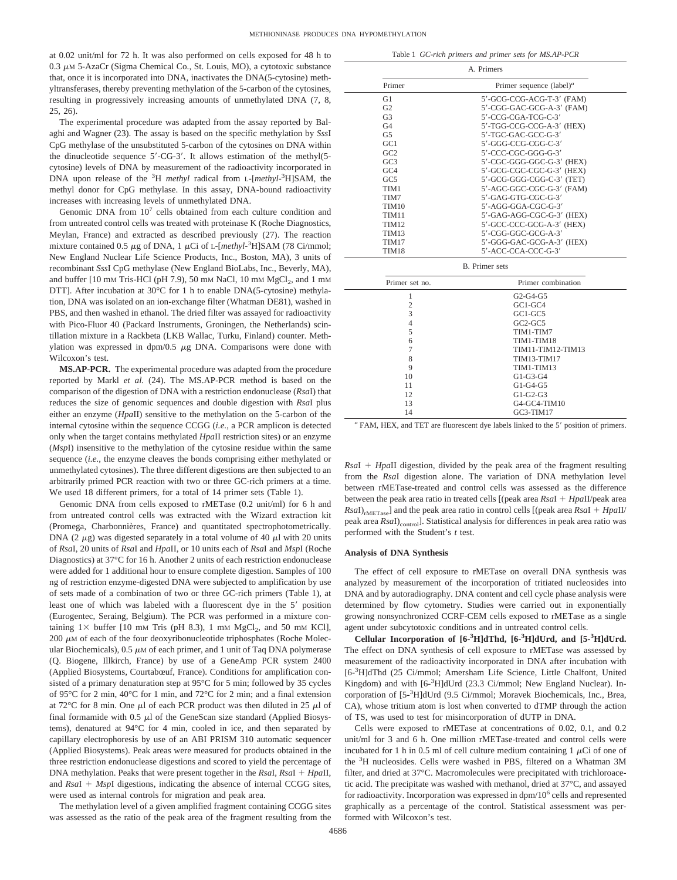at 0.02 unit/ml for 72 h. It was also performed on cells exposed for 48 h to 0.3 μM 5-AzaCr (Sigma Chemical Co., St. Louis, MO), a cytotoxic substance that, once it is incorporated into DNA, inactivates the DNA(5-cytosine) methyltransferases, thereby preventing methylation of the 5-carbon of the cytosines, resulting in progressively increasing amounts of unmethylated DNA (7, 8, 25, 26).

The experimental procedure was adapted from the assay reported by Balaghi and Wagner (23). The assay is based on the specific methylation by *Sss*I CpG methylase of the unsubstituted 5-carbon of the cytosines on DNA within the dinucleotide sequence 5′-CG-3′. It allows estimation of the methyl(5-cytosine) levels of DNA by measurement of the radioactivity incorporated in DNA upon release of the $^{3}$H *methyl* radical from L-[*methyl*-$^{3}$H]SAM, the methyl donor for CpG methylase. In this assay, DNA-bound radioactivity increases with increasing levels of unmethylated DNA.

Genomic DNA from $10^{7}$ cells obtained from each culture condition and from untreated control cells was treated with proteinase K (Roche Diagnostics, Meylan, France) and extracted as described previously (27). The reaction mixture contained 0.5 μg of DNA, 1 μCi of L-[*methyl*-$^{3}$H]SAM (78 Ci/mmol; New England Nuclear Life Science Products, Inc., Boston, MA), 3 units of recombinant *Sss*I CpG methylase (New England BioLabs, Inc., Beverly, MA), and buffer [10 mM Tris-HCl (pH 7.9), 50 mM NaCl, 10 mM $MgCl_2$, and 1 mM DTT]. After incubation at 30°C for 1 h to enable DNA(5-cytosine) methylation, DNA was isolated on an ion-exchange filter (Whatman DE81), washed in PBS, and then washed in ethanol. The dried filter was assayed for radioactivity with Pico-Fluor 40 (Packard Instruments, Groningen, the Netherlands) scintillation mixture in a Rackbeta (LKB Wallac, Turku, Finland) counter. Methylation was expressed in dpm/0.5 μg DNA. Comparisons were done with Wilcoxon's test.

**MS.AP-PCR.** The experimental procedure was adapted from the procedure reported by Markl *et al.* (24). The MS.AP-PCR method is based on the comparison of the digestion of DNA with a restriction endonuclease (*Rsa*I) that reduces the size of genomic sequences and double digestion with *Rsa*I plus either an enzyme (*Hpa*II) sensitive to the methylation on the 5-carbon of the internal cytosine within the sequence CCGG (*i.e.*, a PCR amplicon is detected only when the target contains methylated *Hpa*II restriction sites) or an enzyme (*Msp*I) insensitive to the methylation of the cytosine residue within the same sequence (*i.e.*, the enzyme cleaves the bonds comprising either methylated or unmethylated cytosines). The three different digestions are then subjected to an arbitrarily primed PCR reaction with two or three GC-rich primers at a time. We used 18 different primers, for a total of 14 primer sets (Table 1).

Genomic DNA from cells exposed to rMETase (0.2 unit/ml) for 6 h and from untreated control cells was extracted with the Wizard extraction kit (Promega, Charbonnières, France) and quantitated spectrophotometrically. DNA (2 μg) was digested separately in a total volume of 40 μl with 20 units of *Rsa*I, 20 units of *Rsa*I and *Hpa*II, or 10 units each of *Rsa*I and *Msp*I (Roche Diagnostics) at 37°C for 16 h. Another 2 units of each restriction endonuclease were added for 1 additional hour to ensure complete digestion. Samples of 100 ng of restriction enzyme-digested DNA were subjected to amplification by use of sets made of a combination of two or three GC-rich primers (Table 1), at least one of which was labeled with a fluorescent dye in the 5′ position (Eurogentec, Seraing, Belgium). The PCR was performed in a mixture containing 1× buffer [10 mM Tris (pH 8.3), 1 mM $MgCl_2$, and 50 mM KCl], 200 μM of each of the four deoxyribonucleotide triphosphates (Roche Molecular Biochemicals), 0.5 μM of each primer, and 1 unit of Taq DNA polymerase (Q. Biogene, Illkirch, France) by use of a GeneAmp PCR system 2400 (Applied Biosystems, Courtabœuf, France). Conditions for amplification consisted of a primary denaturation step at 95°C for 5 min; followed by 35 cycles of 95°C for 2 min, 40°C for 1 min, and 72°C for 2 min; and a final extension at 72°C for 8 min. One μl of each PCR product was then diluted in 25 μl of final formamide with 0.5 μl of the GeneScan size standard (Applied Biosystems), denatured at 94°C for 4 min, cooled in ice, and then separated by capillary electrophoresis by use of an ABI PRISM 310 automatic sequencer (Applied Biosystems). Peak areas were measured for products obtained in the three restriction endonuclease digestions and scored to yield the percentage of DNA methylation. Peaks that were present together in the *Rsa*I, *Rsa*I + *Hpa*II, and *Rsa*I + *Msp*I digestions, indicating the absence of internal CCGG sites, were used as internal controls for migration and peak area.

The methylation level of a given amplified fragment containing CCGG sites was assessed as the ratio of the peak area of the fragment resulting from the *Rsa*I + *Hpa*II digestion, divided by the peak area of the fragment resulting from the *Rsa*I digestion alone. The variation of DNA methylation level between rMETase-treated and control cells was assessed as the difference between the peak area ratio in treated cells [(peak area *Rsa*I + *Hpa*II/peak area $RsaI)_{rMETase}$] and the peak area ratio in control cells [(peak area *Rsa*I + *Hpa*II/peak area $RsaI)_{control}$]. Statistical analysis for differences in peak area ratio was performed with the Student's *t* test.

Table 1 *GC-rich primers and primer sets for MS.AP-PCR*

A. Primers

| Primer | Primer sequence (label)[a] |
|---|---|
| G1 | 5′-GCG-CCG-ACG-T-3′ (FAM) |
| G2 | 5′-CGG-GAC-GCG-A-3′ (FAM) |
| G3 | 5′-CCG-CGA-TCG-C-3′ |
| G4 | 5′-TGG-CCG-CCG-A-3′ (HEX) |
| G5 | 5′-TGC-GAC-GCC-G-3′ |
| GC1 | 5′-GGG-CCG-CGG-C-3′ |
| GC2 | 5′-CCC-CGC-GGG-G-3′ |
| GC3 | 5′-CGC-GGG-GGC-G-3′ (HEX) |
| GC4 | 5′-GCG-CGC-CGC-G-3′ (HEX) |
| GC5 | 5′-GCG-GGG-CGG-C-3′ (TET) |
| TIM1 | 5′-AGC-GGC-CGC-G-3′ (FAM) |
| TIM7 | 5′-GAG-GTG-CGC-G-3′ |
| TIM10 | 5′-AGG-GGA-CGC-G-3′ |
| TIM11 | 5′-GAG-AGG-CGC-G-3′ (HEX) |
| TIM12 | 5′-GCC-CCC-GCG-A-3′ (HEX) |
| TIM13 | 5′-CGG-GGC-GCG-A-3′ |
| TIM17 | 5′-GGG-GAC-GCG-A-3′ (HEX) |
| TIM18 | 5′-ACC-CCA-CCC-G-3′ |

B. Primer sets

| Primer set no. | Primer combination |
|---|---|
| 1 | G2-G4-G5 |
| 2 | GC1-GC4 |
| 3 | GC1-GC5 |
| 4 | GC2-GC5 |
| 5 | TIM1-TIM7 |
| 6 | TIM1-TIM18 |
| 7 | TIM11-TIM12-TIM13 |
| 8 | TIM13-TIM17 |
| 9 | TIM1-TIM13 |
| 10 | G1-G3-G4 |
| 11 | G1-G4-G5 |
| 12 | G1-G2-G3 |
| 13 | G4-GC4-TIM10 |
| 14 | GC3-TIM17 |

[a] FAM, HEX, and TET are fluorescent dye labels linked to the 5′ position of primers.

### Analysis of DNA Synthesis

The effect of cell exposure to rMETase on overall DNA synthesis was analyzed by measurement of the incorporation of tritiated nucleosides into DNA and by autoradiography. DNA content and cell cycle phase analysis were determined by flow cytometry. Studies were carried out in exponentially growing nonsynchronized CCRF-CEM cells exposed to rMETase as a single agent under subcytotoxic conditions and in untreated control cells.

**Cellular Incorporation of [6-$^{3}$H]dThd, [6-$^{3}$H]dUrd, and [5-$^{3}$H]dUrd.** The effect on DNA synthesis of cell exposure to rMETase was assessed by measurement of the radioactivity incorporated in DNA after incubation with [6-$^{3}$H]dThd (25 Ci/mmol; Amersham Life Science, Little Chalfont, United Kingdom) and with [6-$^{3}$H]dUrd (23.3 Ci/mmol; New England Nuclear). Incorporation of [5-$^{3}$H]dUrd (9.5 Ci/mmol; Moravek Biochemicals, Inc., Brea, CA), whose tritium atom is lost when converted to dTMP through the action of TS, was used to test for misincorporation of dUTP in DNA.

Cells were exposed to rMETase at concentrations of 0.02, 0.1, and 0.2 unit/ml for 3 and 6 h. One million rMETase-treated and control cells were incubated for 1 h in 0.5 ml of cell culture medium containing 1 μCi of one of the $^{3}$H nucleosides. Cells were washed in PBS, filtered on a Whatman 3M filter, and dried at 37°C. Macromolecules were precipitated with trichloroacetic acid. The precipitate was washed with methanol, dried at 37°C, and assayed for radioactivity. Incorporation was expressed in dpm/$10^{6}$ cells and represented graphically as a percentage of the control. Statistical assessment was performed with Wilcoxon's test.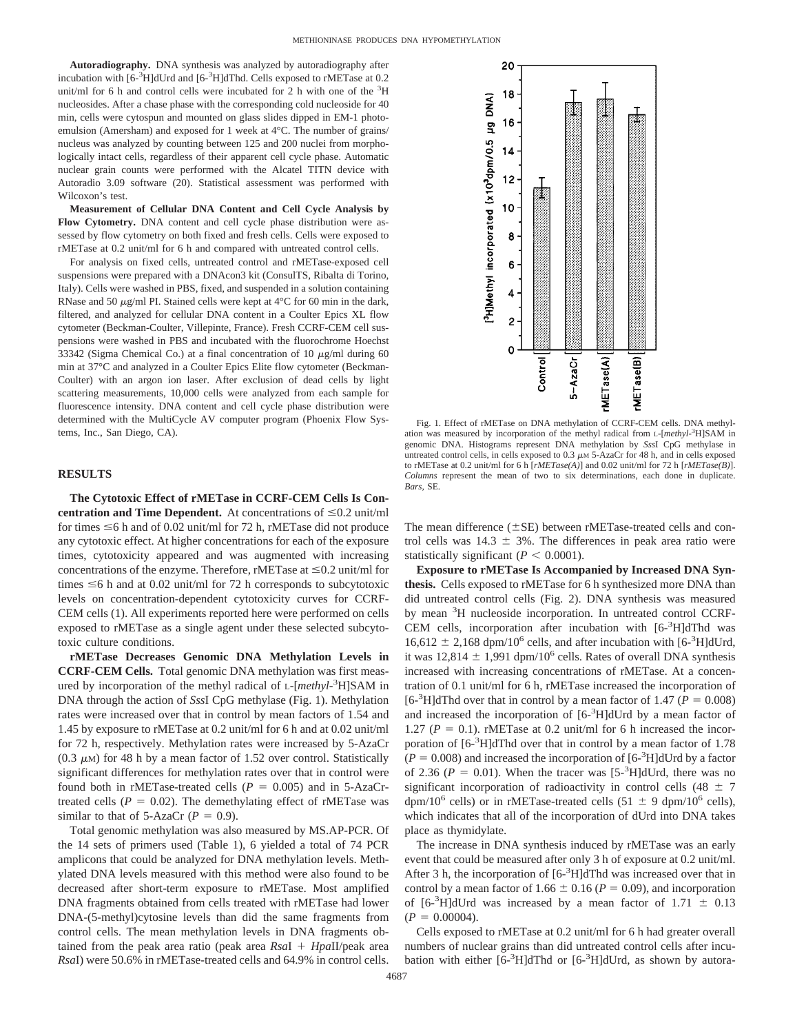**Autoradiography.** DNA synthesis was analyzed by autoradiography after incubation with [6-$^3$H]dUrd and [6-$^3$H]dThd. Cells exposed to rMETase at 0.2 unit/ml for 6 h and control cells were incubated for 2 h with one of the $^3$H nucleosides. After a chase phase with the corresponding cold nucleoside for 40 min, cells were cytospun and mounted on glass slides dipped in EM-1 photoemulsion (Amersham) and exposed for 1 week at 4°C. The number of grains/nucleus was analyzed by counting between 125 and 200 nuclei from morphologically intact cells, regardless of their apparent cell cycle phase. Automatic nuclear grain counts were performed with the Alcatel TITN device with Autoradio 3.09 software (20). Statistical assessment was performed with Wilcoxon's test.

**Measurement of Cellular DNA Content and Cell Cycle Analysis by Flow Cytometry.** DNA content and cell cycle phase distribution were assessed by flow cytometry on both fixed and fresh cells. Cells were exposed to rMETase at 0.2 unit/ml for 6 h and compared with untreated control cells.

For analysis on fixed cells, untreated control and rMETase-exposed cell suspensions were prepared with a DNAcon3 kit (ConsulTS, Ribalta di Torino, Italy). Cells were washed in PBS, fixed, and suspended in a solution containing RNase and 50 $\mu$g/ml PI. Stained cells were kept at 4°C for 60 min in the dark, filtered, and analyzed for cellular DNA content in a Coulter Epics XL flow cytometer (Beckman-Coulter, Villepinte, France). Fresh CCRF-CEM cell suspensions were washed in PBS and incubated with the fluorochrome Hoechst 33342 (Sigma Chemical Co.) at a final concentration of 10 $\mu$g/ml during 60 min at 37°C and analyzed in a Coulter Epics Elite flow cytometer (Beckman-Coulter) with an argon ion laser. After exclusion of dead cells by light scattering measurements, 10,000 cells were analyzed from each sample for fluorescence intensity. DNA content and cell cycle phase distribution were determined with the MultiCycle AV computer program (Phoenix Flow Systems, Inc., San Diego, CA).

## RESULTS

**The Cytotoxic Effect of rMETase in CCRF-CEM Cells Is Concentration and Time Dependent.** At concentrations of ≤0.2 unit/ml for times ≤6 h and of 0.02 unit/ml for 72 h, rMETase did not produce any cytotoxic effect. At higher concentrations for each of the exposure times, cytotoxicity appeared and was augmented with increasing concentrations of the enzyme. Therefore, rMETase at ≤0.2 unit/ml for times ≤6 h and at 0.02 unit/ml for 72 h corresponds to subcytotoxic levels on concentration-dependent cytotoxicity curves for CCRF-CEM cells (1). All experiments reported here were performed on cells exposed to rMETase as a single agent under these selected subcytotoxic culture conditions.

**rMETase Decreases Genomic DNA Methylation Levels in CCRF-CEM Cells.** Total genomic DNA methylation was first measured by incorporation of the methyl radical of L-[*methyl*-$^3$H]SAM in DNA through the action of *Sss*I CpG methylase (Fig. 1). Methylation rates were increased over that in control by mean factors of 1.54 and 1.45 by exposure to rMETase at 0.2 unit/ml for 6 h and at 0.02 unit/ml for 72 h, respectively. Methylation rates were increased by 5-AzaCr (0.3 $\mu$M) for 48 h by a mean factor of 1.52 over control. Statistically significant differences for methylation rates over that in control were found both in rMETase-treated cells ($P = 0.005$) and in 5-AzaCr-treated cells ($P = 0.02$). The demethylating effect of rMETase was similar to that of 5-AzaCr ($P = 0.9$).

Total genomic methylation was also measured by MS.AP-PCR. Of the 14 sets of primers used (Table 1), 6 yielded a total of 74 PCR amplicons that could be analyzed for DNA methylation levels. Methylated DNA levels measured with this method were also found to be decreased after short-term exposure to rMETase. Most amplified DNA fragments obtained from cells treated with rMETase had lower DNA-(5-methyl)cytosine levels than did the same fragments from control cells. The mean methylation levels in DNA fragments obtained from the peak area ratio (peak area *Rsa*I + *Hpa*II/peak area *Rsa*I) were 50.6% in rMETase-treated cells and 64.9% in control cells. The mean difference (±SE) between rMETase-treated cells and control cells was 14.3 ± 3%. The differences in peak area ratio were statistically significant ($P < 0.0001$).

Fig. 1. Effect of rMETase on DNA methylation of CCRF-CEM cells. DNA methylation was measured by incorporation of the methyl radical from L-[*methyl*-$^3$H]SAM in genomic DNA. Histograms represent DNA methylation by *Sss*I CpG methylase in untreated control cells, in cells exposed to 0.3 $\mu$M 5-AzaCr for 48 h, and in cells exposed to rMETase at 0.2 unit/ml for 6 h [*rMETase(A)*] and 0.02 unit/ml for 72 h [*rMETase(B)*]. *Columns* represent the mean of two to six determinations, each done in duplicate. *Bars*, SE.

**Exposure to rMETase Is Accompanied by Increased DNA Synthesis.** Cells exposed to rMETase for 6 h synthesized more DNA than did untreated control cells (Fig. 2). DNA synthesis was measured by mean $^3$H nucleoside incorporation. In untreated control CCRF-CEM cells, incorporation after incubation with [6-$^3$H]dThd was 16,612 ± 2,168 dpm/$10^6$ cells, and after incubation with [6-$^3$H]dUrd, it was 12,814 ± 1,991 dpm/$10^6$ cells. Rates of overall DNA synthesis increased with increasing concentrations of rMETase. At a concentration of 0.1 unit/ml for 6 h, rMETase increased the incorporation of [6-$^3$H]dThd over that in control by a mean factor of 1.47 ($P = 0.008$) and increased the incorporation of [6-$^3$H]dUrd by a mean factor of 1.27 ($P = 0.1$). rMETase at 0.2 unit/ml for 6 h increased the incorporation of [6-$^3$H]dThd over that in control by a mean factor of 1.78 ($P = 0.008$) and increased the incorporation of [6-$^3$H]dUrd by a factor of 2.36 ($P = 0.01$). When the tracer was [5-$^3$H]dUrd, there was no significant incorporation of radioactivity in control cells (48 ± 7 dpm/$10^6$ cells) or in rMETase-treated cells (51 ± 9 dpm/$10^6$ cells), which indicates that all of the incorporation of dUrd into DNA takes place as thymidylate.

The increase in DNA synthesis induced by rMETase was an early event that could be measured after only 3 h of exposure at 0.2 unit/ml. After 3 h, the incorporation of [6-$^3$H]dThd was increased over that in control by a mean factor of 1.66 ± 0.16 ($P = 0.09$), and incorporation of [6-$^3$H]dUrd was increased by a mean factor of 1.71 ± 0.13 ($P = 0.00004$).

Cells exposed to rMETase at 0.2 unit/ml for 6 h had greater overall numbers of nuclear grains than did untreated control cells after incubation with either [6-$^3$H]dThd or [6-$^3$H]dUrd, as shown by autora-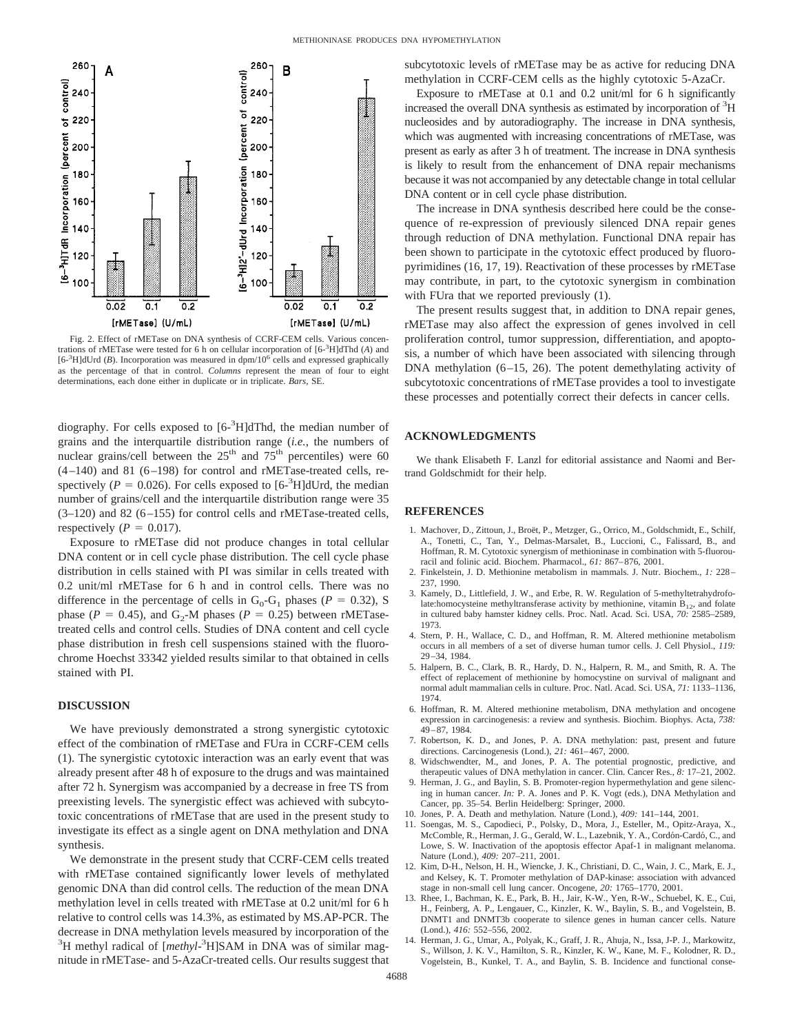Fig. 2. Effect of rMETase on DNA synthesis of CCRF-CEM cells. Various concentrations of rMETase were tested for 6 h on cellular incorporation of [6-$^{3}$H]dThd (*A*) and [6-$^{3}$H]dUrd (*B*). Incorporation was measured in dpm/$10^6$ cells and expressed graphically as the percentage of that in control. *Columns* represent the mean of four to eight determinations, each done either in duplicate or in triplicate. *Bars*, SE.

diography. For cells exposed to [6-$^{3}$H]dThd, the median number of grains and the interquartile distribution range (*i.e.*, the numbers of nuclear grains/cell between the 25$^{th}$ and 75$^{th}$ percentiles) were 60 (4–140) and 81 (6–198) for control and rMETase-treated cells, respectively ($P = 0.026$). For cells exposed to [6-$^{3}$H]dUrd, the median number of grains/cell and the interquartile distribution range were 35 (3–120) and 82 (6–155) for control cells and rMETase-treated cells, respectively ($P = 0.017$).

Exposure to rMETase did not produce changes in total cellular DNA content or in cell cycle phase distribution. The cell cycle phase distribution in cells stained with PI was similar in cells treated with 0.2 unit/ml rMETase for 6 h and in control cells. There was no difference in the percentage of cells in $G_0$-$G_1$ phases ($P = 0.32$), S phase ($P = 0.45$), and $G_2$-M phases ($P = 0.25$) between rMETase-treated cells and control cells. Studies of DNA content and cell cycle phase distribution in fresh cell suspensions stained with the fluorochrome Hoechst 33342 yielded results similar to that obtained in cells stained with PI.

## DISCUSSION

We have previously demonstrated a strong synergistic cytotoxic effect of the combination of rMETase and FUra in CCRF-CEM cells (1). The synergistic cytotoxic interaction was an early event that was already present after 48 h of exposure to the drugs and was maintained after 72 h. Synergism was accompanied by a decrease in free TS from preexisting levels. The synergistic effect was achieved with subcytotoxic concentrations of rMETase that are used in the present study to investigate its effect as a single agent on DNA methylation and DNA synthesis.

We demonstrate in the present study that CCRF-CEM cells treated with rMETase contained significantly lower levels of methylated genomic DNA than did control cells. The reduction of the mean DNA methylation level in cells treated with rMETase at 0.2 unit/ml for 6 h relative to control cells was 14.3%, as estimated by MS.AP-PCR. The decrease in DNA methylation levels measured by incorporation of the $^{3}$H methyl radical of [*methyl*-$^{3}$H]SAM in DNA was of similar magnitude in rMETase- and 5-AzaCr-treated cells. Our results suggest that subcytotoxic levels of rMETase may be as active for reducing DNA methylation in CCRF-CEM cells as the highly cytotoxic 5-AzaCr.

Exposure to rMETase at 0.1 and 0.2 unit/ml for 6 h significantly increased the overall DNA synthesis as estimated by incorporation of $^{3}$H nucleosides and by autoradiography. The increase in DNA synthesis, which was augmented with increasing concentrations of rMETase, was present as early as after 3 h of treatment. The increase in DNA synthesis is likely to result from the enhancement of DNA repair mechanisms because it was not accompanied by any detectable change in total cellular DNA content or in cell cycle phase distribution.

The increase in DNA synthesis described here could be the consequence of re-expression of previously silenced DNA repair genes through reduction of DNA methylation. Functional DNA repair has been shown to participate in the cytotoxic effect produced by fluoropyrimidines (16, 17, 19). Reactivation of these processes by rMETase may contribute, in part, to the cytotoxic synergism in combination with FUra that we reported previously (1).

The present results suggest that, in addition to DNA repair genes, rMETase may also affect the expression of genes involved in cell proliferation control, tumor suppression, differentiation, and apoptosis, a number of which have been associated with silencing through DNA methylation (6–15, 26). The potent demethylating activity of subcytotoxic concentrations of rMETase provides a tool to investigate these processes and potentially correct their defects in cancer cells.

## ACKNOWLEDGMENTS

We thank Elisabeth F. Lanzl for editorial assistance and Naomi and Bertrand Goldschmidt for their help.

## REFERENCES

1. Machover, D., Zittoun, J., Broët, P., Metzger, G., Orrico, M., Goldschmidt, E., Schilf, A., Tonetti, C., Tan, Y., Delmas-Marsalet, B., Luccioni, C., Falissard, B., and Hoffman, R. M. Cytotoxic synergism of methioninase in combination with 5-fluorouracil and folinic acid. Biochem. Pharmacol., *61:* 867–876, 2001.
2. Finkelstein, J. D. Methionine metabolism in mammals. J. Nutr. Biochem., *1:* 228–237, 1990.
3. Kamely, D., Littlefield, J. W., and Erbe, R. W. Regulation of 5-methyltetrahydrofolate:homocysteine methyltransferase activity by methionine, vitamin $B_{12}$, and folate in cultured baby hamster kidney cells. Proc. Natl. Acad. Sci. USA, *70:* 2585–2589, 1973.
4. Stern, P. H., Wallace, C. D., and Hoffman, R. M. Altered methionine metabolism occurs in all members of a set of diverse human tumor cells. J. Cell Physiol., *119:* 29–34, 1984.
5. Halpern, B. C., Clark, B. R., Hardy, D. N., Halpern, R. M., and Smith, R. A. The effect of replacement of methionine by homocystine on survival of malignant and normal adult mammalian cells in culture. Proc. Natl. Acad. Sci. USA, *71:* 1133–1136, 1974.
6. Hoffman, R. M. Altered methionine metabolism, DNA methylation and oncogene expression in carcinogenesis: a review and synthesis. Biochim. Biophys. Acta, *738:* 49–87, 1984.
7. Robertson, K. D., and Jones, P. A. DNA methylation: past, present and future directions. Carcinogenesis (Lond.), *21:* 461–467, 2000.
8. Widschwendter, M., and Jones, P. A. The potential prognostic, predictive, and therapeutic values of DNA methylation in cancer. Clin. Cancer Res., *8:* 17–21, 2002.
9. Herman, J. G., and Baylin, S. B. Promoter-region hypermethylation and gene silencing in human cancer. *In:* P. A. Jones and P. K. Vogt (eds.), DNA Methylation and Cancer, pp. 35–54. Berlin Heidelberg: Springer, 2000.
10. Jones, P. A. Death and methylation. Nature (Lond.), *409:* 141–144, 2001.
11. Soengas, M. S., Capodieci, P., Polsky, D., Mora, J., Esteller, M., Opitz-Araya, X., McComble, R., Herman, J. G., Gerald, W. L., Lazebnik, Y. A., Cordón-Cardó, C., and Lowe, S. W. Inactivation of the apoptosis effector Apaf-1 in malignant melanoma. Nature (Lond.), *409:* 207–211, 2001.
12. Kim, D-H., Nelson, H. H., Wiencke, J. K., Christiani, D. C., Wain, J. C., Mark, E. J., and Kelsey, K. T. Promoter methylation of DAP-kinase: association with advanced stage in non-small cell lung cancer. Oncogene, *20:* 1765–1770, 2001.
13. Rhee, I., Bachman, K. E., Park, B. H., Jair, K-W., Yen, R-W., Schuebel, K. E., Cui, H., Feinberg, A. P., Lengauer, C., Kinzler, K. W., Baylin, S. B., and Vogelstein, B. DNMT1 and DNMT3b cooperate to silence genes in human cancer cells. Nature (Lond.), *416:* 552–556, 2002.
14. Herman, J. G., Umar, A., Polyak, K., Graff, J. R., Ahuja, N., Issa, J-P. J., Markowitz, S., Willson, J. K. V., Hamilton, S. R., Kinzler, K. W., Kane, M. F., Kolodner, R. D., Vogelstein, B., Kunkel, T. A., and Baylin, S. B. Incidence and functional conse-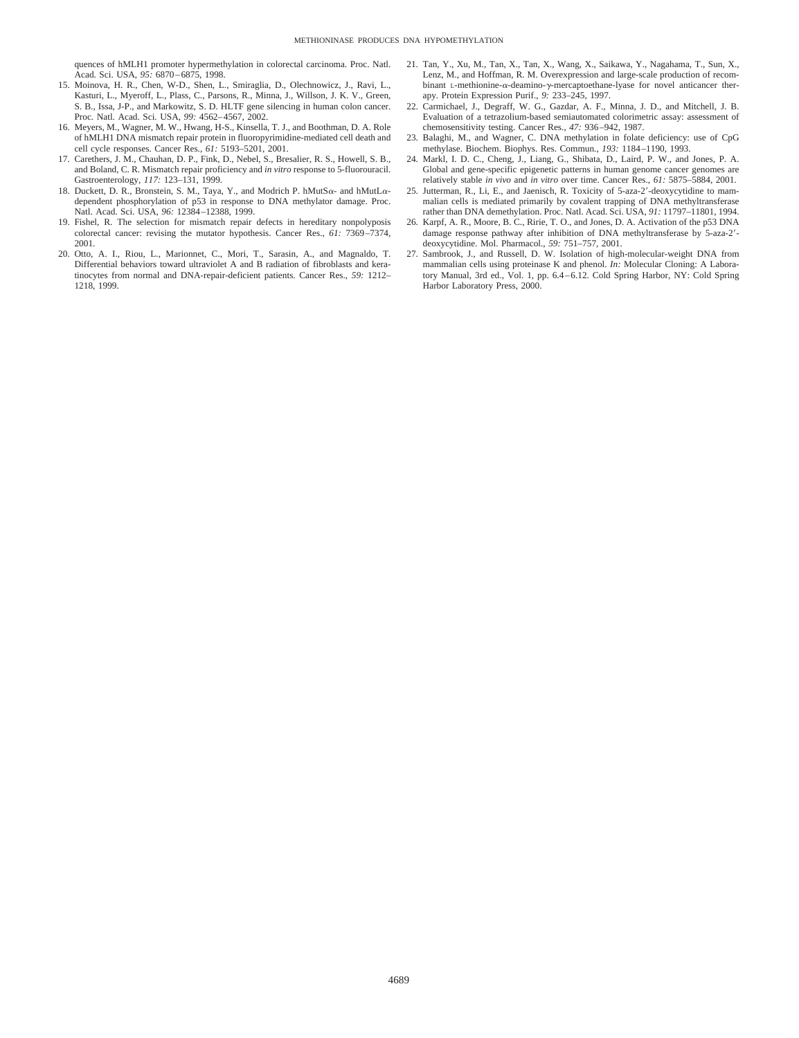quences of hMLH1 promoter hypermethylation in colorectal carcinoma. Proc. Natl. Acad. Sci. USA, *95:* 6870–6875, 1998.

15. Moinova, H. R., Chen, W-D., Shen, L., Smiraglia, D., Olechnowicz, J., Ravi, L., Kasturi, L., Myeroff, L., Plass, C., Parsons, R., Minna, J., Willson, J. K. V., Green, S. B., Issa, J-P., and Markowitz, S. D. HLTF gene silencing in human colon cancer. Proc. Natl. Acad. Sci. USA, *99:* 4562–4567, 2002.
16. Meyers, M., Wagner, M. W., Hwang, H-S., Kinsella, T. J., and Boothman, D. A. Role of hMLH1 DNA mismatch repair protein in fluoropyrimidine-mediated cell death and cell cycle responses. Cancer Res., *61:* 5193–5201, 2001.
17. Carethers, J. M., Chauhan, D. P., Fink, D., Nebel, S., Bresalier, R. S., Howell, S. B., and Boland, C. R. Mismatch repair proficiency and *in vitro* response to 5-fluorouracil. Gastroenterology, *117:* 123–131, 1999.
18. Duckett, D. R., Bronstein, S. M., Taya, Y., and Modrich P. hMutS$\alpha$- and hMutL$\alpha$-dependent phosphorylation of p53 in response to DNA methylator damage. Proc. Natl. Acad. Sci. USA, *96:* 12384–12388, 1999.
19. Fishel, R. The selection for mismatch repair defects in hereditary nonpolyposis colorectal cancer: revising the mutator hypothesis. Cancer Res., *61:* 7369–7374, 2001.
20. Otto, A. I., Riou, L., Marionnet, C., Mori, T., Sarasin, A., and Magnaldo, T. Differential behaviors toward ultraviolet A and B radiation of fibroblasts and keratinocytes from normal and DNA-repair-deficient patients. Cancer Res., *59:* 1212–1218, 1999.
21. Tan, Y., Xu, M., Tan, X., Tan, X., Wang, X., Saikawa, Y., Nagahama, T., Sun, X., Lenz, M., and Hoffman, R. M. Overexpression and large-scale production of recombinant L-methionine-$\alpha$-deamino-$\gamma$-mercaptoethane-lyase for novel anticancer therapy. Protein Expression Purif., *9:* 233–245, 1997.
22. Carmichael, J., Degraff, W. G., Gazdar, A. F., Minna, J. D., and Mitchell, J. B. Evaluation of a tetrazolium-based semiautomated colorimetric assay: assessment of chemosensitivity testing. Cancer Res., *47:* 936–942, 1987.
23. Balaghi, M., and Wagner, C. DNA methylation in folate deficiency: use of CpG methylase. Biochem. Biophys. Res. Commun., *193:* 1184–1190, 1993.
24. Markl, I. D. C., Cheng, J., Liang, G., Shibata, D., Laird, P. W., and Jones, P. A. Global and gene-specific epigenetic patterns in human genome cancer genomes are relatively stable *in vivo* and *in vitro* over time. Cancer Res., *61:* 5875–5884, 2001.
25. Jutterman, R., Li, E., and Jaenisch, R. Toxicity of 5-aza-2′-deoxycytidine to mammalian cells is mediated primarily by covalent trapping of DNA methyltransferase rather than DNA demethylation. Proc. Natl. Acad. Sci. USA, *91:* 11797–11801, 1994.
26. Karpf, A. R., Moore, B. C., Ririe, T. O., and Jones, D. A. Activation of the p53 DNA damage response pathway after inhibition of DNA methyltransferase by 5-aza-2′-deoxycytidine. Mol. Pharmacol., *59:* 751–757, 2001.
27. Sambrook, J., and Russell, D. W. Isolation of high-molecular-weight DNA from mammalian cells using proteinase K and phenol. *In:* Molecular Cloning: A Laboratory Manual, 3rd ed., Vol. 1, pp. 6.4–6.12. Cold Spring Harbor, NY: Cold Spring Harbor Laboratory Press, 2000.